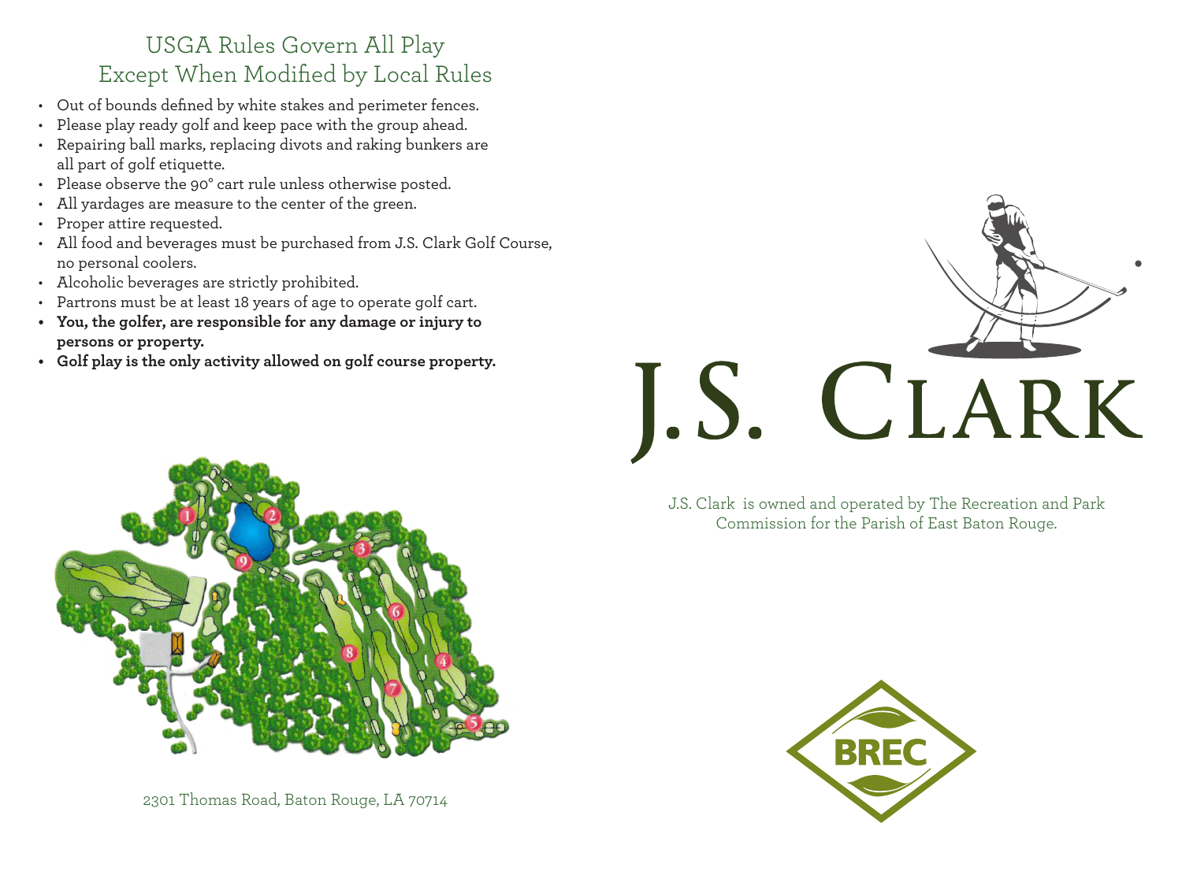## USGA Rules Govern All Play Except When Modified by Local Rules

- Out of bounds defined by white stakes and perimeter fences.
- Please play ready golf and keep pace with the group ahead.
- Repairing ball marks, replacing divots and raking bunkers are all part of golf etiquette.
- Please observe the 90° cart rule unless otherwise posted.
- All yardages are measure to the center of the green.
- Proper attire requested.
- All food and beverages must be purchased from J.S. Clark Golf Course, no personal coolers.
- Alcoholic beverages are strictly prohibited.
- Partrons must be at least 18 years of age to operate golf cart.
- **You, the golfer, are responsible for any damage or injury to persons or property.**
- **Golf play is the only activity allowed on golf course property.**

2301 Thomas Road, Baton Rouge, LA 70714

# J.S. CLARK

J.S. Clark is owned and operated by The Recreation and Park Commission for the Parish of East Baton Rouge.

BREC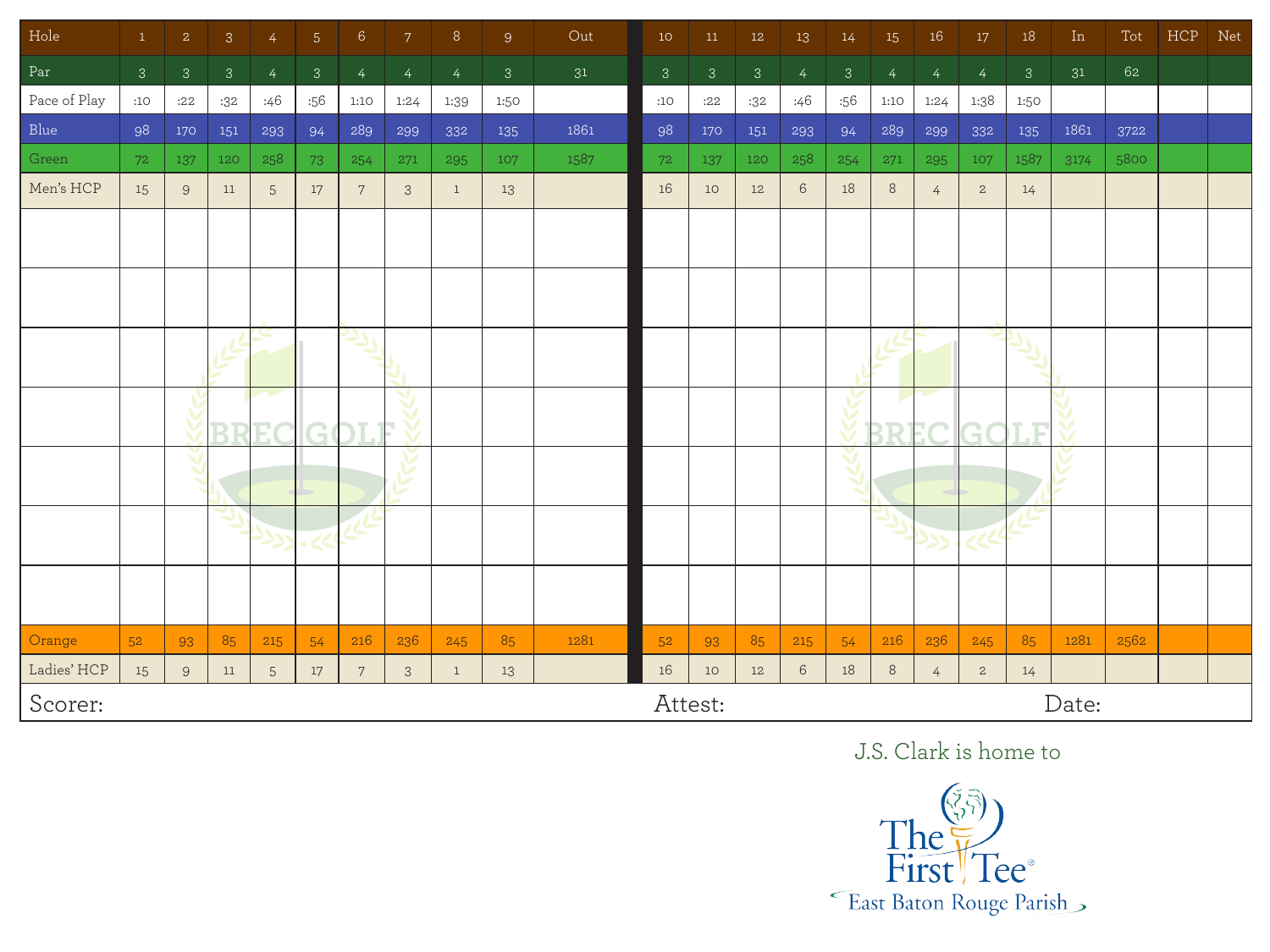| Hole | 1 | 2 | 3 | 4 | 5 | 6 | 7 | 8 | 9 | Out | 10 | 11 | 12 | 13 | 14 | 15 | 16 | 17 | 18 | In | Tot | HCP | Net |
|---|---|---|---|---|---|---|---|---|---|---|---|---|---|---|---|---|---|---|---|---|---|---|---|
| Par | 3 | 3 | 3 | 4 | 3 | 4 | 4 | 4 | 3 | 31 | 3 | 3 | 3 | 4 | 3 | 4 | 4 | 4 | 3 | 31 | 62 | | |
| Pace of Play | :10 | :22 | :32 | :46 | :56 | 1:10 | 1:24 | 1:39 | 1:50 | | :10 | :22 | :32 | :46 | :56 | 1:10 | 1:24 | 1:38 | 1:50 | | | | |
| Blue | 98 | 170 | 151 | 293 | 94 | 289 | 299 | 332 | 135 | 1861 | 98 | 170 | 151 | 293 | 94 | 289 | 299 | 332 | 135 | 1861 | 3722 | | |
| Green | 72 | 137 | 120 | 258 | 73 | 254 | 271 | 295 | 107 | 1587 | 72 | 137 | 120 | 258 | 254 | 271 | 295 | 107 | 1587 | 3174 | 5800 | | |
| Men's HCP | 15 | 9 | 11 | 5 | 17 | 7 | 3 | 1 | 13 | | 16 | 10 | 12 | 6 | 18 | 8 | 4 | 2 | 14 | | | | |
| | | | | | | | | | | | | | | | | | | | | | | | |
| | | | | | | | | | | | | | | | | | | | | | | | |
| | | | | | | | | | | | | | | | | | | | | | | | |
| | | | | | | | | | | | | | | | | | | | | | | | |
| | | | | | | | | | | | | | | | | | | | | | | | |
| | | | | | | | | | | | | | | | | | | | | | | | |
| | | | | | | | | | | | | | | | | | | | | | | | |
| Orange | 52 | 93 | 85 | 215 | 54 | 216 | 236 | 245 | 85 | 1281 | 52 | 93 | 85 | 215 | 54 | 216 | 236 | 245 | 85 | 1281 | 2562 | | |
| Ladies' HCP | 15 | 9 | 11 | 5 | 17 | 7 | 3 | 1 | 13 | | 16 | 10 | 12 | 6 | 18 | 8 | 4 | 2 | 14 | | | | |

Scorer: Attest: Date:

J.S. Clark is home to

The First Tee®

East Baton Rouge Parish